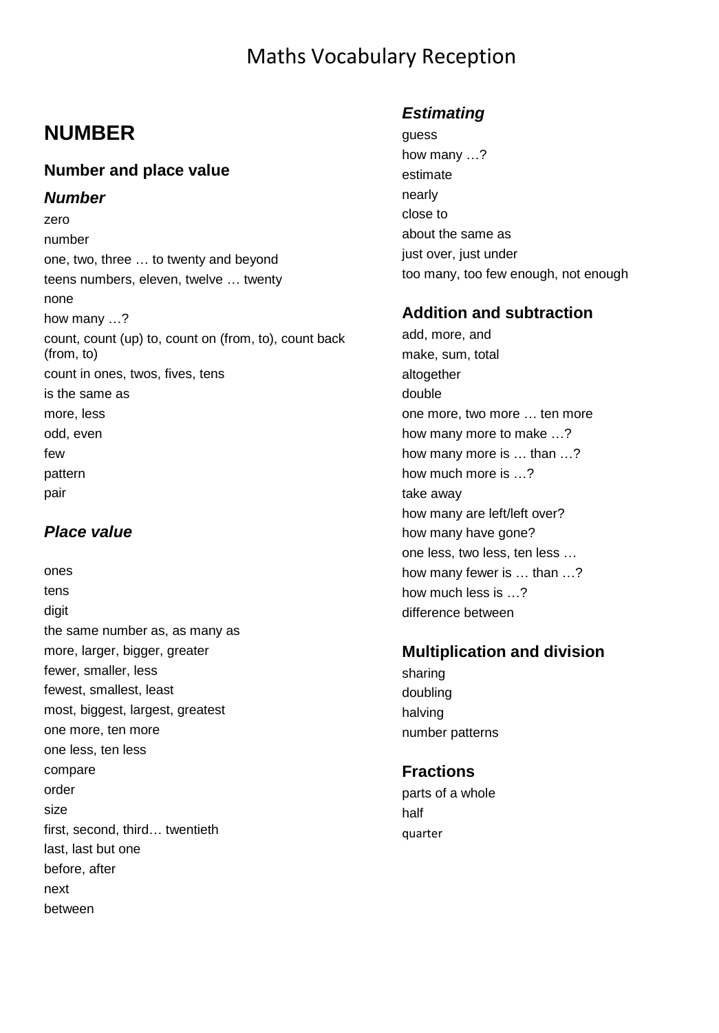# Maths Vocabulary Reception

## NUMBER

### Number and place value

#### *Number*

zero
number
one, two, three … to twenty and beyond
teens numbers, eleven, twelve … twenty
none
how many …?
count, count (up) to, count on (from, to), count back (from, to)
count in ones, twos, fives, tens
is the same as
more, less
odd, even
few
pattern
pair

#### *Place value*

ones
tens
digit
the same number as, as many as
more, larger, bigger, greater
fewer, smaller, less
fewest, smallest, least
most, biggest, largest, greatest
one more, ten more
one less, ten less
compare
order
size
first, second, third… twentieth
last, last but one
before, after
next
between

#### *Estimating*

guess
how many …?
estimate
nearly
close to
about the same as
just over, just under
too many, too few enough, not enough

### Addition and subtraction

add, more, and
make, sum, total
altogether
double
one more, two more … ten more
how many more to make …?
how many more is … than …?
how much more is …?
take away
how many are left/left over?
how many have gone?
one less, two less, ten less …
how many fewer is … than …?
how much less is …?
difference between

### Multiplication and division

sharing
doubling
halving
number patterns

### Fractions

parts of a whole
half
quarter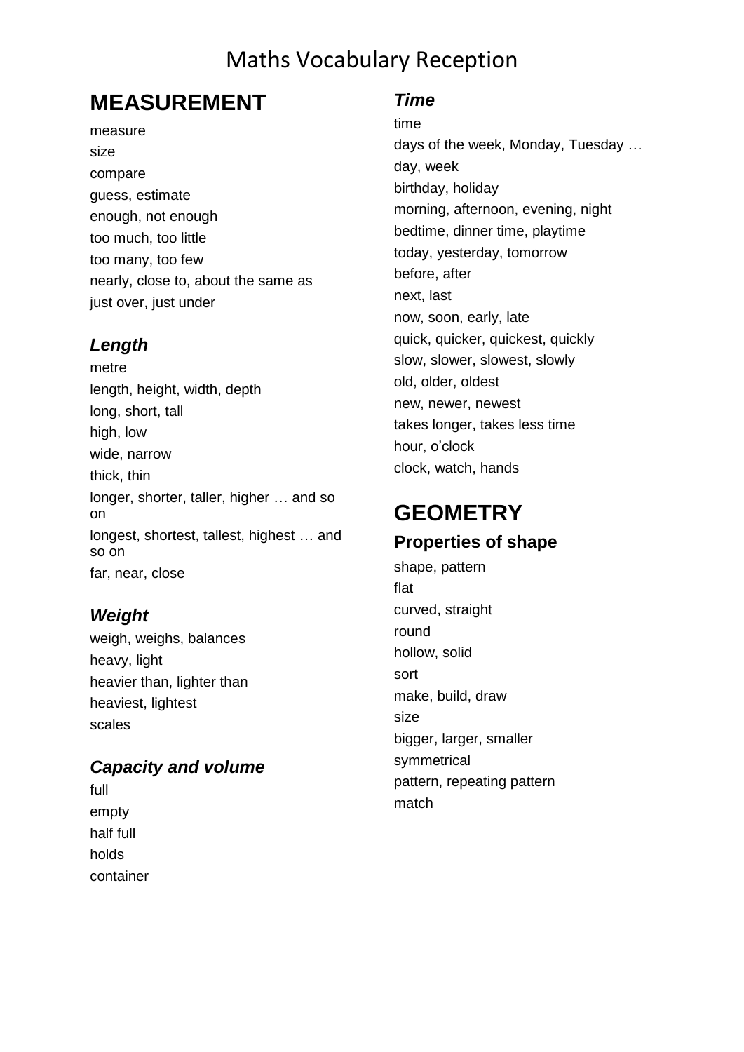# Maths Vocabulary Reception

## MEASUREMENT

measure
size
compare
guess, estimate
enough, not enough
too much, too little
too many, too few
nearly, close to, about the same as
just over, just under

### *Length*

metre
length, height, width, depth
long, short, tall
high, low
wide, narrow
thick, thin
longer, shorter, taller, higher … and so on
longest, shortest, tallest, highest … and so on
far, near, close

### *Weight*

weigh, weighs, balances
heavy, light
heavier than, lighter than
heaviest, lightest
scales

### *Capacity and volume*

full
empty
half full
holds
container

### *Time*

time
days of the week, Monday, Tuesday …
day, week
birthday, holiday
morning, afternoon, evening, night
bedtime, dinner time, playtime
today, yesterday, tomorrow
before, after
next, last
now, soon, early, late
quick, quicker, quickest, quickly
slow, slower, slowest, slowly
old, older, oldest
new, newer, newest
takes longer, takes less time
hour, o'clock
clock, watch, hands

## GEOMETRY

### Properties of shape

shape, pattern
flat
curved, straight
round
hollow, solid
sort
make, build, draw
size
bigger, larger, smaller
symmetrical
pattern, repeating pattern
match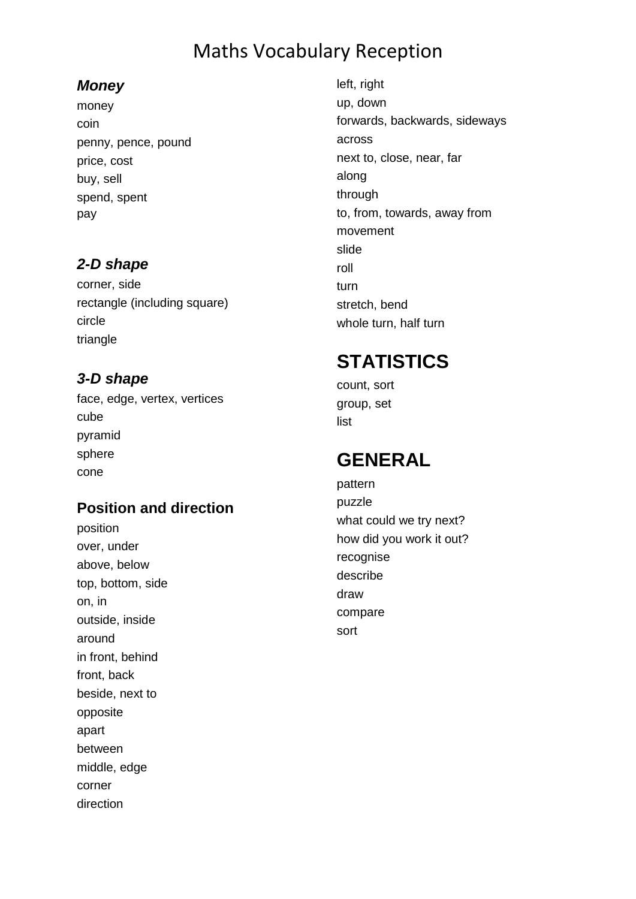# Maths Vocabulary Reception

### *Money*

money
coin
penny, pence, pound
price, cost
buy, sell
spend, spent
pay

### *2-D shape*

corner, side
rectangle (including square)
circle
triangle

### *3-D shape*

face, edge, vertex, vertices
cube
pyramid
sphere
cone

### Position and direction

position
over, under
above, below
top, bottom, side
on, in
outside, inside
around
in front, behind
front, back
beside, next to
opposite
apart
between
middle, edge
corner
direction
left, right
up, down
forwards, backwards, sideways
across
next to, close, near, far
along
through
to, from, towards, away from
movement
slide
roll
turn
stretch, bend
whole turn, half turn

## STATISTICS

count, sort
group, set
list

## GENERAL

pattern
puzzle
what could we try next?
how did you work it out?
recognise
describe
draw
compare
sort